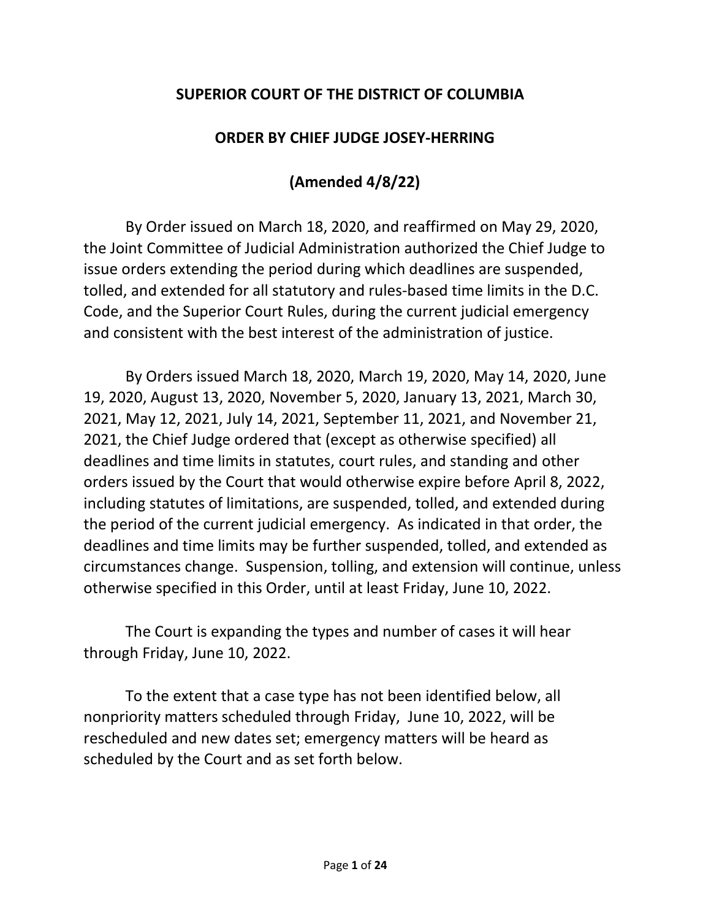# SUPERIOR COURT OF THE DISTRICT OF COLUMBIA

## ORDER BY CHIEF JUDGE JOSEY-HERRING

## (Amended 4/8/22)

By Order issued on March 18, 2020, and reaffirmed on May 29, 2020, the Joint Committee of Judicial Administration authorized the Chief Judge to issue orders extending the period during which deadlines are suspended, tolled, and extended for all statutory and rules-based time limits in the D.C. Code, and the Superior Court Rules, during the current judicial emergency and consistent with the best interest of the administration of justice.

By Orders issued March 18, 2020, March 19, 2020, May 14, 2020, June 19, 2020, August 13, 2020, November 5, 2020, January 13, 2021, March 30, 2021, May 12, 2021, July 14, 2021, September 11, 2021, and November 21, 2021, the Chief Judge ordered that (except as otherwise specified) all deadlines and time limits in statutes, court rules, and standing and other orders issued by the Court that would otherwise expire before April 8, 2022, including statutes of limitations, are suspended, tolled, and extended during the period of the current judicial emergency. As indicated in that order, the deadlines and time limits may be further suspended, tolled, and extended as circumstances change. Suspension, tolling, and extension will continue, unless otherwise specified in this Order, until at least Friday, June 10, 2022.

The Court is expanding the types and number of cases it will hear through Friday, June 10, 2022.

To the extent that a case type has not been identified below, all nonpriority matters scheduled through Friday, June 10, 2022, will be rescheduled and new dates set; emergency matters will be heard as scheduled by the Court and as set forth below.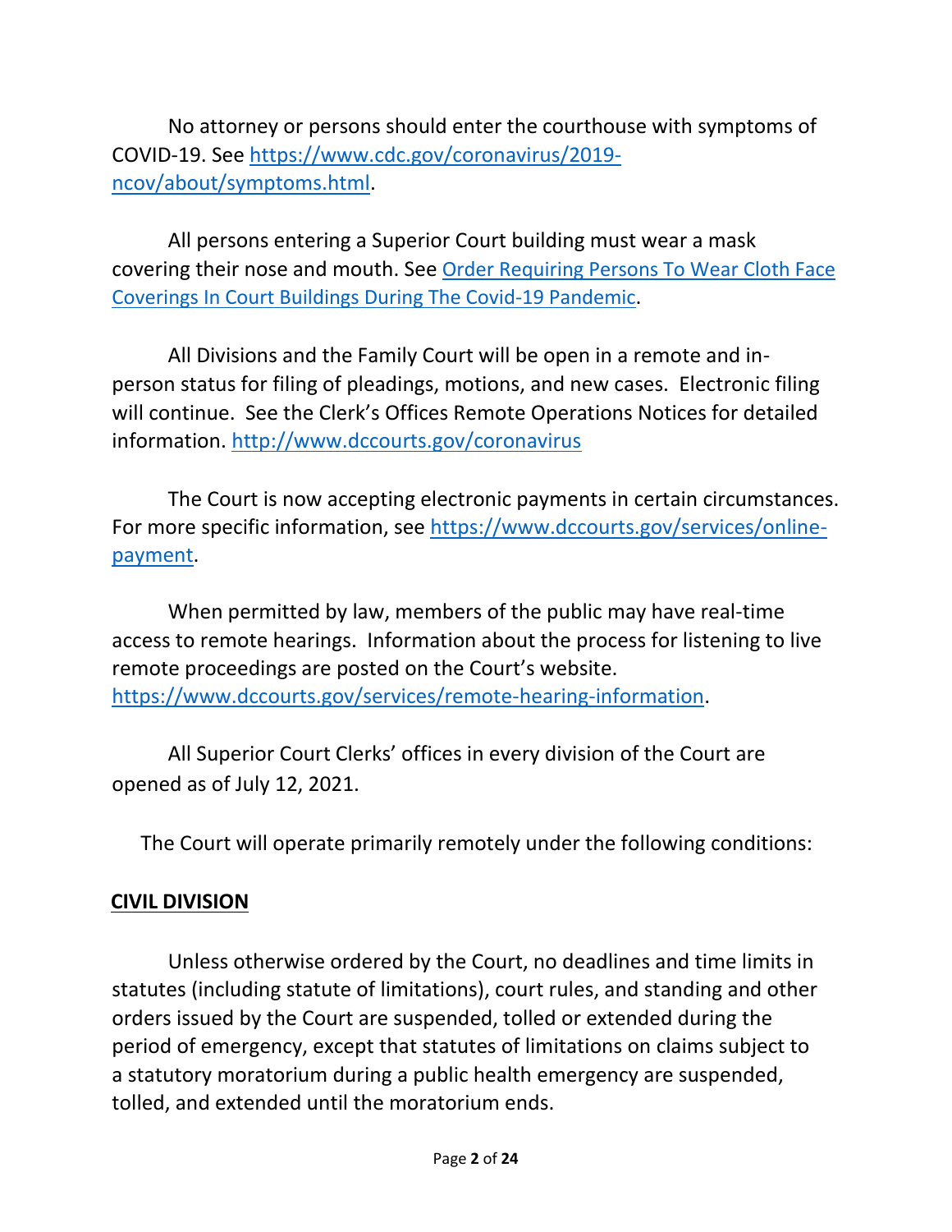No attorney or persons should enter the courthouse with symptoms of COVID-19. See [https://www.cdc.gov/coronavirus/2019-ncov/about/symptoms.html](https://www.cdc.gov/coronavirus/2019-ncov/about/symptoms.html).

All persons entering a Superior Court building must wear a mask covering their nose and mouth. See Order Requiring Persons To Wear Cloth Face Coverings In Court Buildings During The Covid-19 Pandemic.

All Divisions and the Family Court will be open in a remote and in-person status for filing of pleadings, motions, and new cases. Electronic filing will continue. See the Clerk's Offices Remote Operations Notices for detailed information. [http://www.dccourts.gov/coronavirus](http://www.dccourts.gov/coronavirus)

The Court is now accepting electronic payments in certain circumstances. For more specific information, see [https://www.dccourts.gov/services/online-payment](https://www.dccourts.gov/services/online-payment).

When permitted by law, members of the public may have real-time access to remote hearings. Information about the process for listening to live remote proceedings are posted on the Court's website. [https://www.dccourts.gov/services/remote-hearing-information](https://www.dccourts.gov/services/remote-hearing-information).

All Superior Court Clerks' offices in every division of the Court are opened as of July 12, 2021.

The Court will operate primarily remotely under the following conditions:

## CIVIL DIVISION

Unless otherwise ordered by the Court, no deadlines and time limits in statutes (including statute of limitations), court rules, and standing and other orders issued by the Court are suspended, tolled or extended during the period of emergency, except that statutes of limitations on claims subject to a statutory moratorium during a public health emergency are suspended, tolled, and extended until the moratorium ends.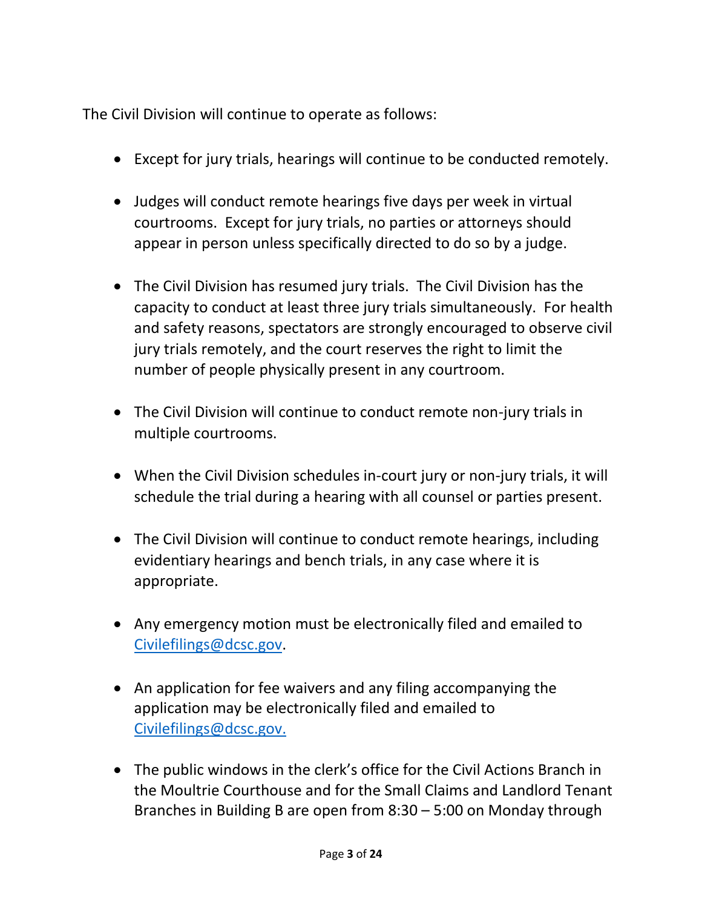The Civil Division will continue to operate as follows:

- Except for jury trials, hearings will continue to be conducted remotely.
- Judges will conduct remote hearings five days per week in virtual courtrooms. Except for jury trials, no parties or attorneys should appear in person unless specifically directed to do so by a judge.
- The Civil Division has resumed jury trials. The Civil Division has the capacity to conduct at least three jury trials simultaneously. For health and safety reasons, spectators are strongly encouraged to observe civil jury trials remotely, and the court reserves the right to limit the number of people physically present in any courtroom.
- The Civil Division will continue to conduct remote non-jury trials in multiple courtrooms.
- When the Civil Division schedules in-court jury or non-jury trials, it will schedule the trial during a hearing with all counsel or parties present.
- The Civil Division will continue to conduct remote hearings, including evidentiary hearings and bench trials, in any case where it is appropriate.
- Any emergency motion must be electronically filed and emailed to [Civilefilings@dcsc.gov](mailto:Civilefilings@dcsc.gov).
- An application for fee waivers and any filing accompanying the application may be electronically filed and emailed to [Civilefilings@dcsc.gov.](mailto:Civilefilings@dcsc.gov)
- The public windows in the clerk's office for the Civil Actions Branch in the Moultrie Courthouse and for the Small Claims and Landlord Tenant Branches in Building B are open from 8:30 – 5:00 on Monday through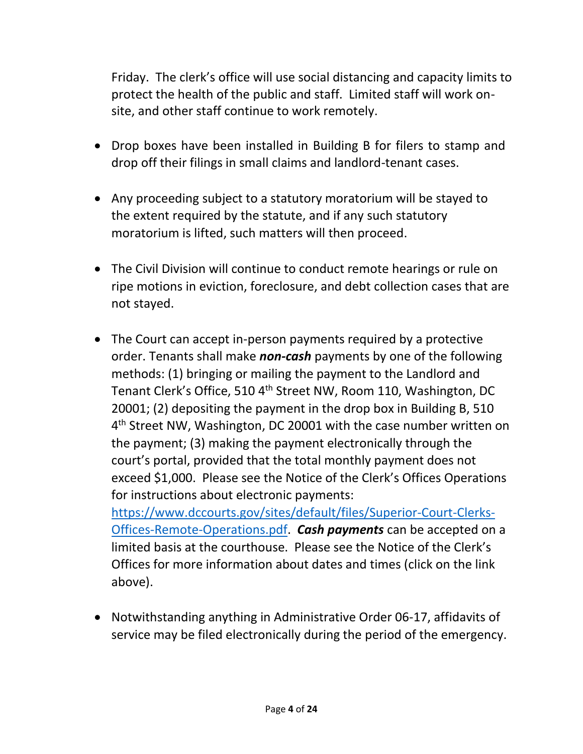Friday. The clerk's office will use social distancing and capacity limits to protect the health of the public and staff. Limited staff will work on-site, and other staff continue to work remotely.

- Drop boxes have been installed in Building B for filers to stamp and drop off their filings in small claims and landlord-tenant cases.

- Any proceeding subject to a statutory moratorium will be stayed to the extent required by the statute, and if any such statutory moratorium is lifted, such matters will then proceed.

- The Civil Division will continue to conduct remote hearings or rule on ripe motions in eviction, foreclosure, and debt collection cases that are not stayed.

- The Court can accept in-person payments required by a protective order. Tenants shall make ***non-cash*** payments by one of the following methods: (1) bringing or mailing the payment to the Landlord and Tenant Clerk's Office, 510 4th Street NW, Room 110, Washington, DC 20001; (2) depositing the payment in the drop box in Building B, 510 4th Street NW, Washington, DC 20001 with the case number written on the payment; (3) making the payment electronically through the court's portal, provided that the total monthly payment does not exceed $1,000. Please see the Notice of the Clerk's Offices Operations for instructions about electronic payments: [https://www.dccourts.gov/sites/default/files/Superior-Court-Clerks-Offices-Remote-Operations.pdf](https://www.dccourts.gov/sites/default/files/Superior-Court-Clerks-Offices-Remote-Operations.pdf). ***Cash payments*** can be accepted on a limited basis at the courthouse. Please see the Notice of the Clerk's Offices for more information about dates and times (click on the link above).

- Notwithstanding anything in Administrative Order 06-17, affidavits of service may be filed electronically during the period of the emergency.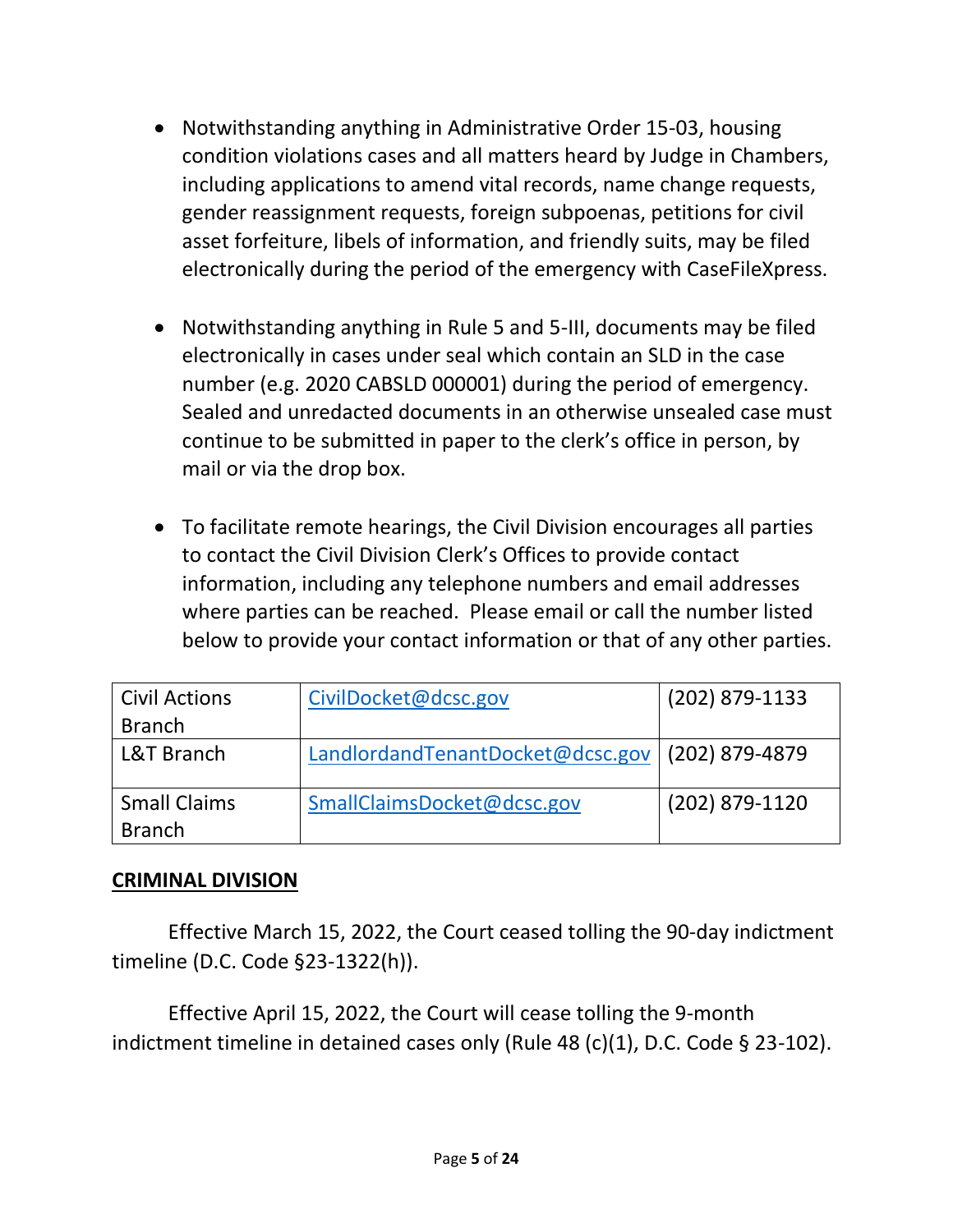- Notwithstanding anything in Administrative Order 15-03, housing condition violations cases and all matters heard by Judge in Chambers, including applications to amend vital records, name change requests, gender reassignment requests, foreign subpoenas, petitions for civil asset forfeiture, libels of information, and friendly suits, may be filed electronically during the period of the emergency with CaseFileXpress.

- Notwithstanding anything in Rule 5 and 5-III, documents may be filed electronically in cases under seal which contain an SLD in the case number (e.g. 2020 CABSLD 000001) during the period of emergency. Sealed and unredacted documents in an otherwise unsealed case must continue to be submitted in paper to the clerk's office in person, by mail or via the drop box.

- To facilitate remote hearings, the Civil Division encourages all parties to contact the Civil Division Clerk's Offices to provide contact information, including any telephone numbers and email addresses where parties can be reached. Please email or call the number listed below to provide your contact information or that of any other parties.

| | | |
|---|---|---|
| Civil Actions Branch | CivilDocket@dcsc.gov | (202) 879-1133 |
| L&T Branch | LandlordandTenantDocket@dcsc.gov | (202) 879-4879 |
| Small Claims Branch | SmallClaimsDocket@dcsc.gov | (202) 879-1120 |

**CRIMINAL DIVISION**

Effective March 15, 2022, the Court ceased tolling the 90-day indictment timeline (D.C. Code §23-1322(h)).

Effective April 15, 2022, the Court will cease tolling the 9-month indictment timeline in detained cases only (Rule 48 (c)(1), D.C. Code § 23-102).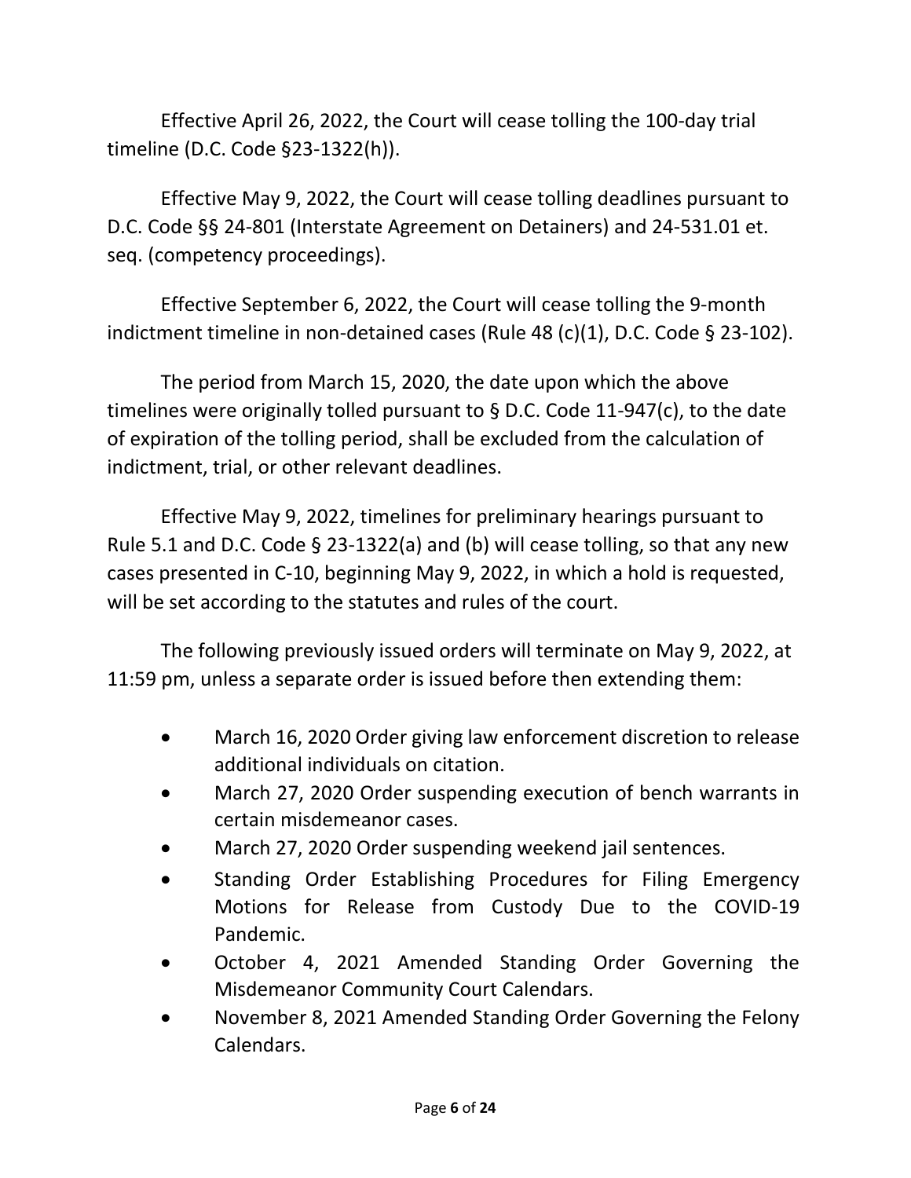Effective April 26, 2022, the Court will cease tolling the 100-day trial timeline (D.C. Code §23-1322(h)).

Effective May 9, 2022, the Court will cease tolling deadlines pursuant to D.C. Code §§ 24-801 (Interstate Agreement on Detainers) and 24-531.01 et. seq. (competency proceedings).

Effective September 6, 2022, the Court will cease tolling the 9-month indictment timeline in non-detained cases (Rule 48 (c)(1), D.C. Code § 23-102).

The period from March 15, 2020, the date upon which the above timelines were originally tolled pursuant to § D.C. Code 11-947(c), to the date of expiration of the tolling period, shall be excluded from the calculation of indictment, trial, or other relevant deadlines.

Effective May 9, 2022, timelines for preliminary hearings pursuant to Rule 5.1 and D.C. Code § 23-1322(a) and (b) will cease tolling, so that any new cases presented in C-10, beginning May 9, 2022, in which a hold is requested, will be set according to the statutes and rules of the court.

The following previously issued orders will terminate on May 9, 2022, at 11:59 pm, unless a separate order is issued before then extending them:

- March 16, 2020 Order giving law enforcement discretion to release additional individuals on citation.
- March 27, 2020 Order suspending execution of bench warrants in certain misdemeanor cases.
- March 27, 2020 Order suspending weekend jail sentences.
- Standing Order Establishing Procedures for Filing Emergency Motions for Release from Custody Due to the COVID-19 Pandemic.
- October 4, 2021 Amended Standing Order Governing the Misdemeanor Community Court Calendars.
- November 8, 2021 Amended Standing Order Governing the Felony Calendars.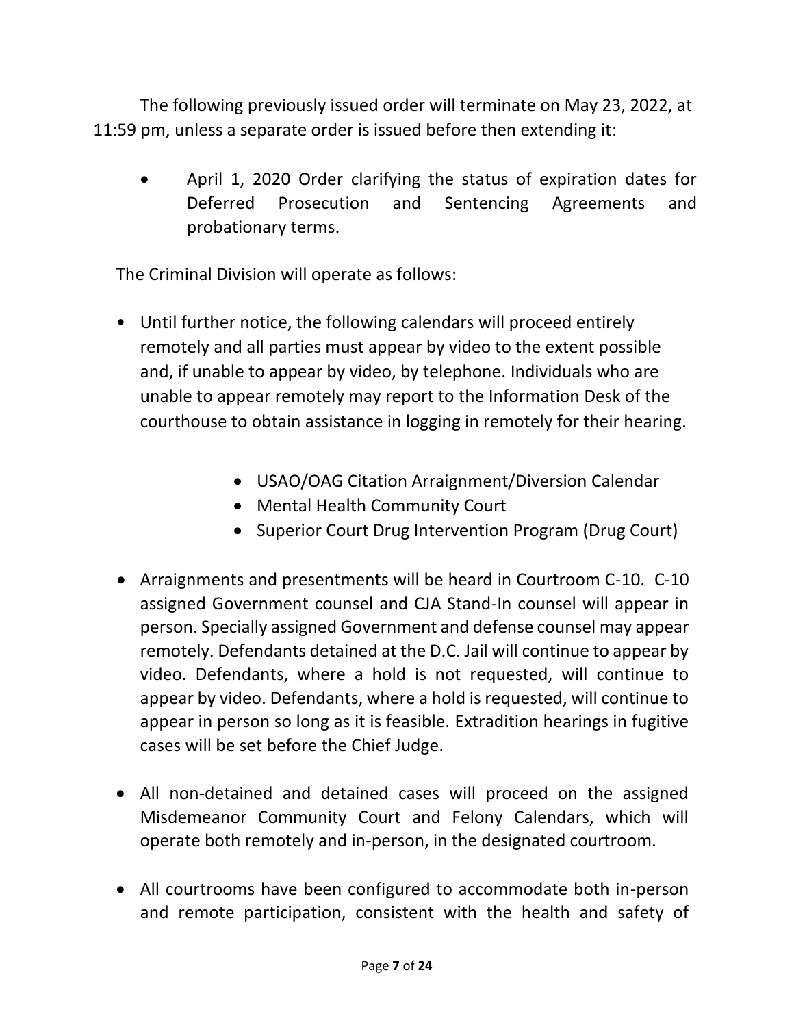The following previously issued order will terminate on May 23, 2022, at 11:59 pm, unless a separate order is issued before then extending it:

- April 1, 2020 Order clarifying the status of expiration dates for Deferred Prosecution and Sentencing Agreements and probationary terms.

The Criminal Division will operate as follows:

- Until further notice, the following calendars will proceed entirely remotely and all parties must appear by video to the extent possible and, if unable to appear by video, by telephone. Individuals who are unable to appear remotely may report to the Information Desk of the courthouse to obtain assistance in logging in remotely for their hearing.
    - USAO/OAG Citation Arraignment/Diversion Calendar
    - Mental Health Community Court
    - Superior Court Drug Intervention Program (Drug Court)
- Arraignments and presentments will be heard in Courtroom C-10. C-10 assigned Government counsel and CJA Stand-In counsel will appear in person. Specially assigned Government and defense counsel may appear remotely. Defendants detained at the D.C. Jail will continue to appear by video. Defendants, where a hold is not requested, will continue to appear by video. Defendants, where a hold is requested, will continue to appear in person so long as it is feasible. Extradition hearings in fugitive cases will be set before the Chief Judge.
- All non-detained and detained cases will proceed on the assigned Misdemeanor Community Court and Felony Calendars, which will operate both remotely and in-person, in the designated courtroom.
- All courtrooms have been configured to accommodate both in-person and remote participation, consistent with the health and safety of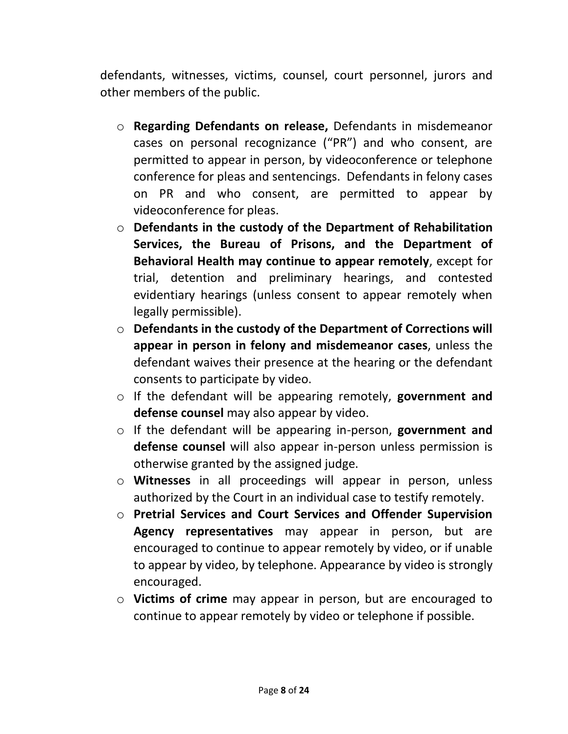defendants, witnesses, victims, counsel, court personnel, jurors and other members of the public.

- **Regarding Defendants on release,** Defendants in misdemeanor cases on personal recognizance ("PR") and who consent, are permitted to appear in person, by videoconference or telephone conference for pleas and sentencings. Defendants in felony cases on PR and who consent, are permitted to appear by videoconference for pleas.
- **Defendants in the custody of the Department of Rehabilitation Services, the Bureau of Prisons, and the Department of Behavioral Health may continue to appear remotely**, except for trial, detention and preliminary hearings, and contested evidentiary hearings (unless consent to appear remotely when legally permissible).
- **Defendants in the custody of the Department of Corrections will appear in person in felony and misdemeanor cases**, unless the defendant waives their presence at the hearing or the defendant consents to participate by video.
- If the defendant will be appearing remotely, **government and defense counsel** may also appear by video.
- If the defendant will be appearing in-person, **government and defense counsel** will also appear in-person unless permission is otherwise granted by the assigned judge.
- **Witnesses** in all proceedings will appear in person, unless authorized by the Court in an individual case to testify remotely.
- **Pretrial Services and Court Services and Offender Supervision Agency representatives** may appear in person, but are encouraged to continue to appear remotely by video, or if unable to appear by video, by telephone. Appearance by video is strongly encouraged.
- **Victims of crime** may appear in person, but are encouraged to continue to appear remotely by video or telephone if possible.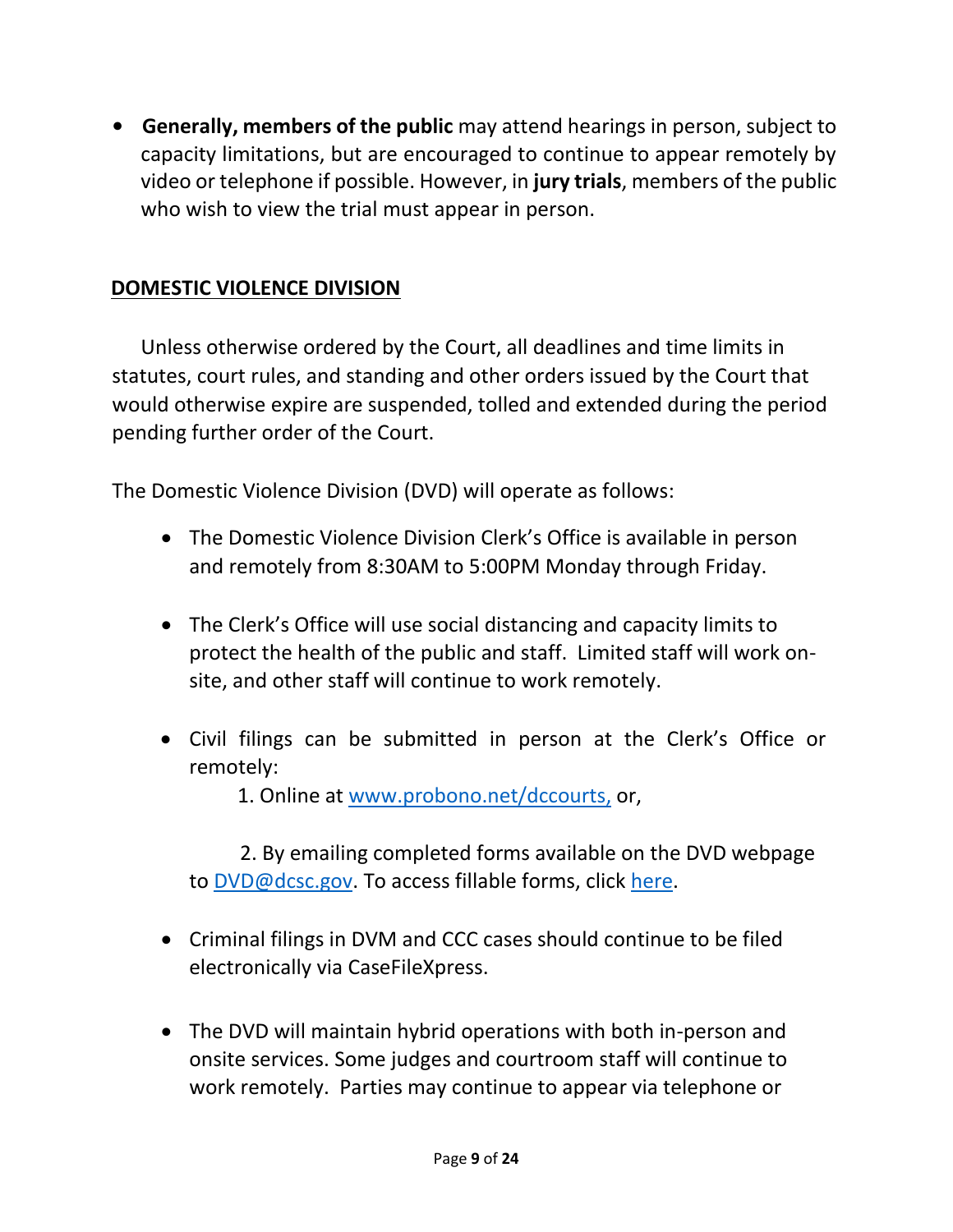- **Generally, members of the public** may attend hearings in person, subject to capacity limitations, but are encouraged to continue to appear remotely by video or telephone if possible. However, in **jury trials**, members of the public who wish to view the trial must appear in person.

## DOMESTIC VIOLENCE DIVISION

Unless otherwise ordered by the Court, all deadlines and time limits in statutes, court rules, and standing and other orders issued by the Court that would otherwise expire are suspended, tolled and extended during the period pending further order of the Court.

The Domestic Violence Division (DVD) will operate as follows:

- The Domestic Violence Division Clerk's Office is available in person and remotely from 8:30AM to 5:00PM Monday through Friday.

- The Clerk's Office will use social distancing and capacity limits to protect the health of the public and staff. Limited staff will work on-site, and other staff will continue to work remotely.

- Civil filings can be submitted in person at the Clerk's Office or remotely:

  1. Online at [www.probono.net/dccourts,](www.probono.net/dccourts) or,

  2. By emailing completed forms available on the DVD webpage to [DVD@dcsc.gov](mailto:DVD@dcsc.gov). To access fillable forms, click here.

- Criminal filings in DVM and CCC cases should continue to be filed electronically via CaseFileXpress.

- The DVD will maintain hybrid operations with both in-person and onsite services. Some judges and courtroom staff will continue to work remotely. Parties may continue to appear via telephone or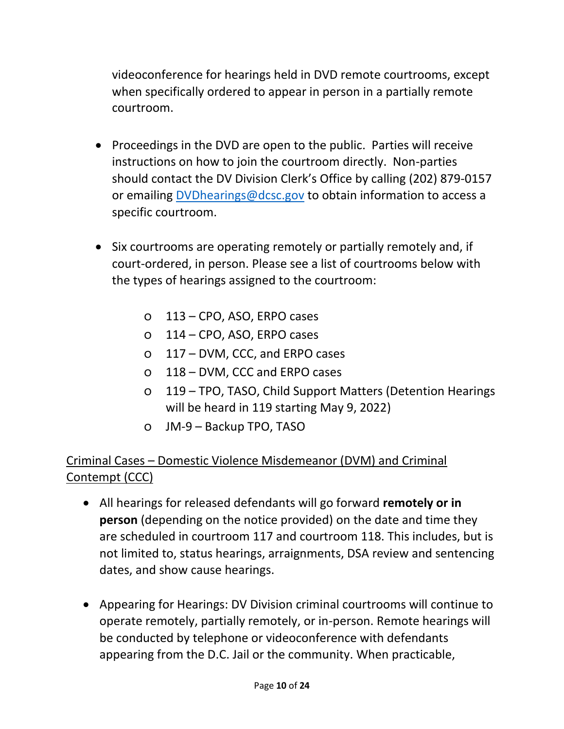videoconference for hearings held in DVD remote courtrooms, except when specifically ordered to appear in person in a partially remote courtroom.

- Proceedings in the DVD are open to the public. Parties will receive instructions on how to join the courtroom directly. Non-parties should contact the DV Division Clerk's Office by calling (202) 879-0157 or emailing DVDhearings@dcsc.gov to obtain information to access a specific courtroom.

- Six courtrooms are operating remotely or partially remotely and, if court-ordered, in person. Please see a list of courtrooms below with the types of hearings assigned to the courtroom:

  - 113 – CPO, ASO, ERPO cases
  - 114 – CPO, ASO, ERPO cases
  - 117 – DVM, CCC, and ERPO cases
  - 118 – DVM, CCC and ERPO cases
  - 119 – TPO, TASO, Child Support Matters (Detention Hearings will be heard in 119 starting May 9, 2022)
  - JM-9 – Backup TPO, TASO

<u>Criminal Cases – Domestic Violence Misdemeanor (DVM) and Criminal Contempt (CCC)</u>

- All hearings for released defendants will go forward **remotely or in person** (depending on the notice provided) on the date and time they are scheduled in courtroom 117 and courtroom 118. This includes, but is not limited to, status hearings, arraignments, DSA review and sentencing dates, and show cause hearings.

- Appearing for Hearings: DV Division criminal courtrooms will continue to operate remotely, partially remotely, or in-person. Remote hearings will be conducted by telephone or videoconference with defendants appearing from the D.C. Jail or the community. When practicable,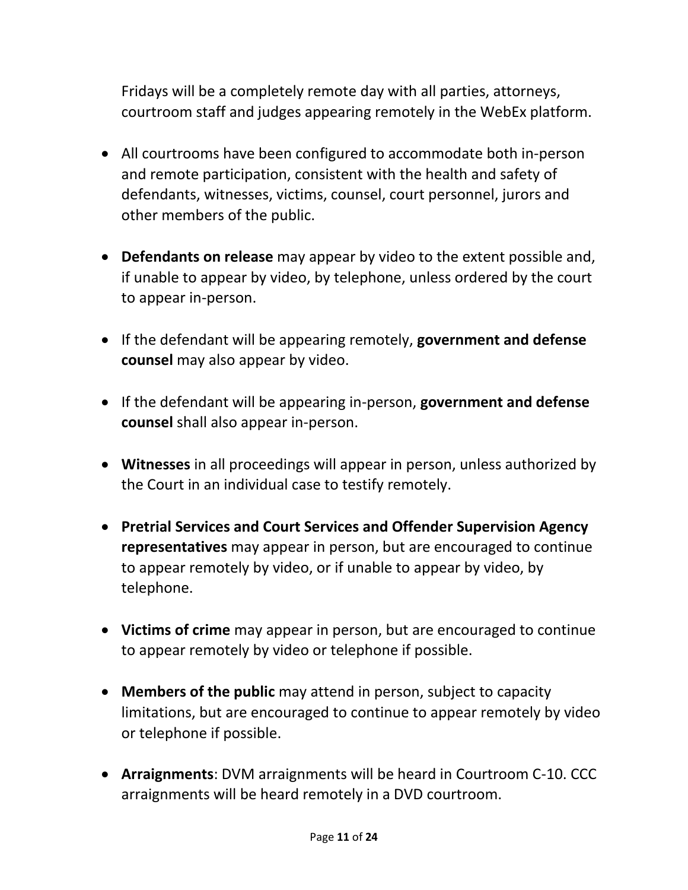Fridays will be a completely remote day with all parties, attorneys, courtroom staff and judges appearing remotely in the WebEx platform.

- All courtrooms have been configured to accommodate both in-person and remote participation, consistent with the health and safety of defendants, witnesses, victims, counsel, court personnel, jurors and other members of the public.

- **Defendants on release** may appear by video to the extent possible and, if unable to appear by video, by telephone, unless ordered by the court to appear in-person.

- If the defendant will be appearing remotely, **government and defense counsel** may also appear by video.

- If the defendant will be appearing in-person, **government and defense counsel** shall also appear in-person.

- **Witnesses** in all proceedings will appear in person, unless authorized by the Court in an individual case to testify remotely.

- **Pretrial Services and Court Services and Offender Supervision Agency representatives** may appear in person, but are encouraged to continue to appear remotely by video, or if unable to appear by video, by telephone.

- **Victims of crime** may appear in person, but are encouraged to continue to appear remotely by video or telephone if possible.

- **Members of the public** may attend in person, subject to capacity limitations, but are encouraged to continue to appear remotely by video or telephone if possible.

- **Arraignments**: DVM arraignments will be heard in Courtroom C-10. CCC arraignments will be heard remotely in a DVD courtroom.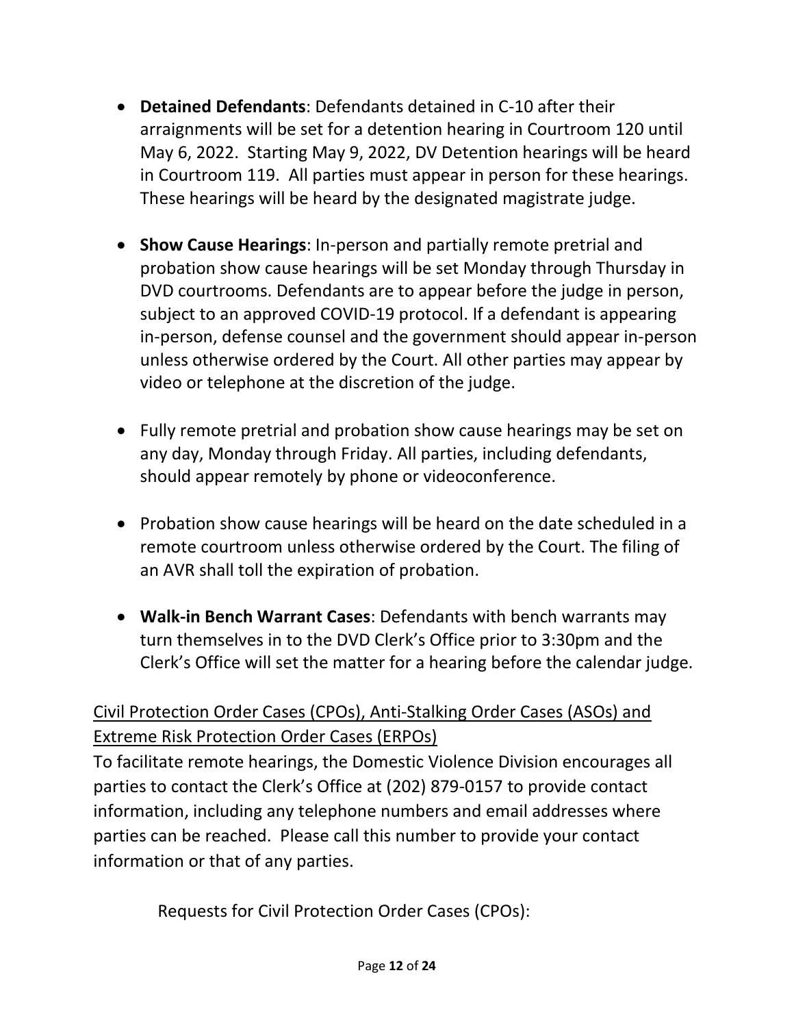- **Detained Defendants**: Defendants detained in C-10 after their arraignments will be set for a detention hearing in Courtroom 120 until May 6, 2022. Starting May 9, 2022, DV Detention hearings will be heard in Courtroom 119. All parties must appear in person for these hearings. These hearings will be heard by the designated magistrate judge.

- **Show Cause Hearings**: In-person and partially remote pretrial and probation show cause hearings will be set Monday through Thursday in DVD courtrooms. Defendants are to appear before the judge in person, subject to an approved COVID-19 protocol. If a defendant is appearing in-person, defense counsel and the government should appear in-person unless otherwise ordered by the Court. All other parties may appear by video or telephone at the discretion of the judge.

- Fully remote pretrial and probation show cause hearings may be set on any day, Monday through Friday. All parties, including defendants, should appear remotely by phone or videoconference.

- Probation show cause hearings will be heard on the date scheduled in a remote courtroom unless otherwise ordered by the Court. The filing of an AVR shall toll the expiration of probation.

- **Walk-in Bench Warrant Cases**: Defendants with bench warrants may turn themselves in to the DVD Clerk's Office prior to 3:30pm and the Clerk's Office will set the matter for a hearing before the calendar judge.

<u>Civil Protection Order Cases (CPOs), Anti-Stalking Order Cases (ASOs) and Extreme Risk Protection Order Cases (ERPOs)</u>

To facilitate remote hearings, the Domestic Violence Division encourages all parties to contact the Clerk's Office at (202) 879-0157 to provide contact information, including any telephone numbers and email addresses where parties can be reached. Please call this number to provide your contact information or that of any parties.

Requests for Civil Protection Order Cases (CPOs):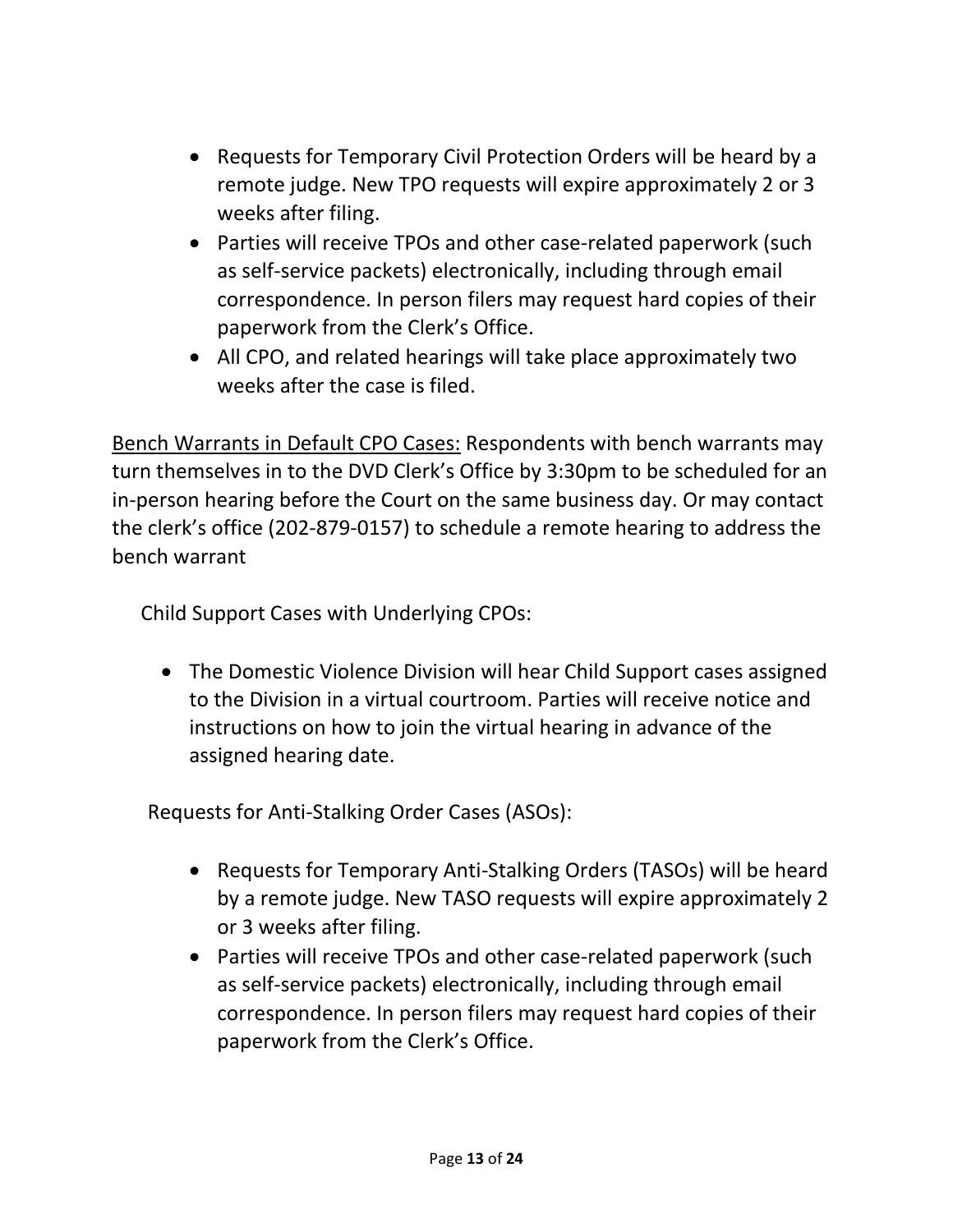- Requests for Temporary Civil Protection Orders will be heard by a remote judge. New TPO requests will expire approximately 2 or 3 weeks after filing.
- Parties will receive TPOs and other case-related paperwork (such as self-service packets) electronically, including through email correspondence. In person filers may request hard copies of their paperwork from the Clerk's Office.
- All CPO, and related hearings will take place approximately two weeks after the case is filed.

<u>Bench Warrants in Default CPO Cases:</u> Respondents with bench warrants may turn themselves in to the DVD Clerk's Office by 3:30pm to be scheduled for an in-person hearing before the Court on the same business day. Or may contact the clerk's office (202-879-0157) to schedule a remote hearing to address the bench warrant

Child Support Cases with Underlying CPOs:

- The Domestic Violence Division will hear Child Support cases assigned to the Division in a virtual courtroom. Parties will receive notice and instructions on how to join the virtual hearing in advance of the assigned hearing date.

Requests for Anti-Stalking Order Cases (ASOs):

- Requests for Temporary Anti-Stalking Orders (TASOs) will be heard by a remote judge. New TASO requests will expire approximately 2 or 3 weeks after filing.
- Parties will receive TPOs and other case-related paperwork (such as self-service packets) electronically, including through email correspondence. In person filers may request hard copies of their paperwork from the Clerk's Office.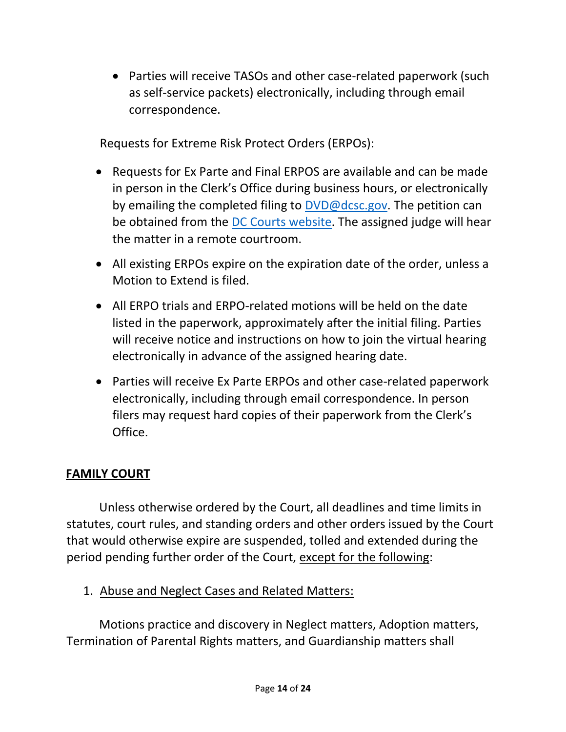- Parties will receive TASOs and other case-related paperwork (such as self-service packets) electronically, including through email correspondence.

Requests for Extreme Risk Protect Orders (ERPOs):

- Requests for Ex Parte and Final ERPOS are available and can be made in person in the Clerk's Office during business hours, or electronically by emailing the completed filing to DVD@dcsc.gov. The petition can be obtained from the DC Courts website. The assigned judge will hear the matter in a remote courtroom.
- All existing ERPOs expire on the expiration date of the order, unless a Motion to Extend is filed.
- All ERPO trials and ERPO-related motions will be held on the date listed in the paperwork, approximately after the initial filing. Parties will receive notice and instructions on how to join the virtual hearing electronically in advance of the assigned hearing date.
- Parties will receive Ex Parte ERPOs and other case-related paperwork electronically, including through email correspondence. In person filers may request hard copies of their paperwork from the Clerk's Office.

## FAMILY COURT

Unless otherwise ordered by the Court, all deadlines and time limits in statutes, court rules, and standing orders and other orders issued by the Court that would otherwise expire are suspended, tolled and extended during the period pending further order of the Court, except for the following:

1. Abuse and Neglect Cases and Related Matters:

Motions practice and discovery in Neglect matters, Adoption matters, Termination of Parental Rights matters, and Guardianship matters shall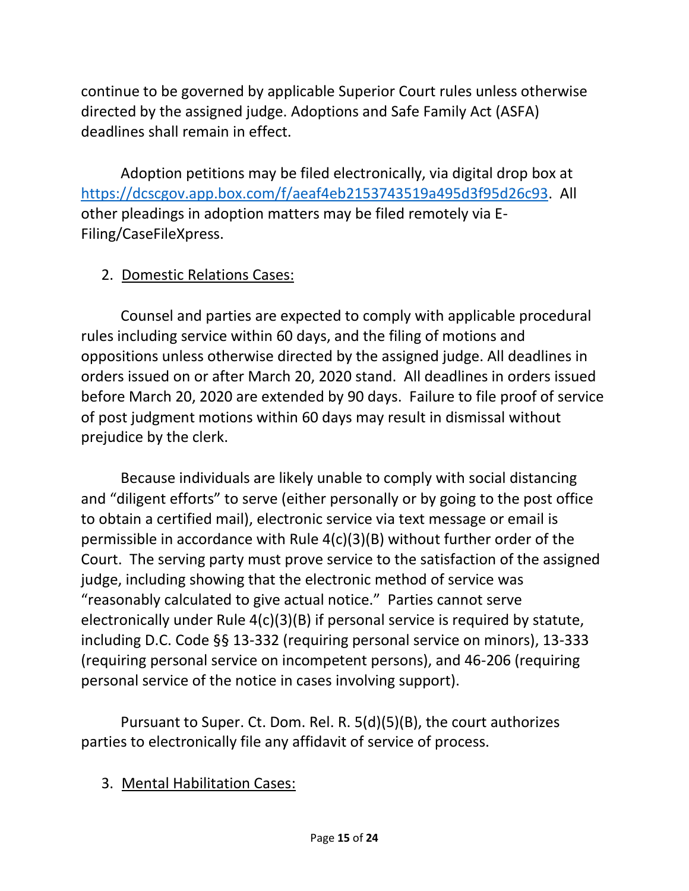continue to be governed by applicable Superior Court rules unless otherwise directed by the assigned judge. Adoptions and Safe Family Act (ASFA) deadlines shall remain in effect.

Adoption petitions may be filed electronically, via digital drop box at https://dcscgov.app.box.com/f/aeaf4eb2153743519a495d3f95d26c93. All other pleadings in adoption matters may be filed remotely via E-Filing/CaseFileXpress.

2. Domestic Relations Cases:

Counsel and parties are expected to comply with applicable procedural rules including service within 60 days, and the filing of motions and oppositions unless otherwise directed by the assigned judge. All deadlines in orders issued on or after March 20, 2020 stand. All deadlines in orders issued before March 20, 2020 are extended by 90 days. Failure to file proof of service of post judgment motions within 60 days may result in dismissal without prejudice by the clerk.

Because individuals are likely unable to comply with social distancing and "diligent efforts" to serve (either personally or by going to the post office to obtain a certified mail), electronic service via text message or email is permissible in accordance with Rule 4(c)(3)(B) without further order of the Court. The serving party must prove service to the satisfaction of the assigned judge, including showing that the electronic method of service was "reasonably calculated to give actual notice." Parties cannot serve electronically under Rule 4(c)(3)(B) if personal service is required by statute, including D.C. Code §§ 13-332 (requiring personal service on minors), 13-333 (requiring personal service on incompetent persons), and 46-206 (requiring personal service of the notice in cases involving support).

Pursuant to Super. Ct. Dom. Rel. R. 5(d)(5)(B), the court authorizes parties to electronically file any affidavit of service of process.

3. Mental Habilitation Cases: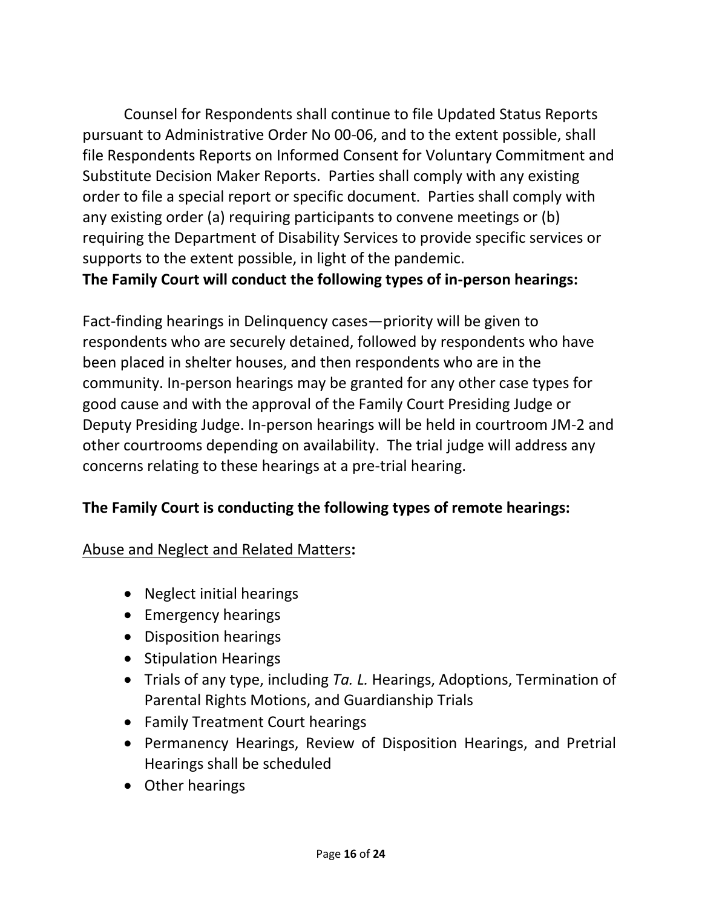Counsel for Respondents shall continue to file Updated Status Reports pursuant to Administrative Order No 00-06, and to the extent possible, shall file Respondents Reports on Informed Consent for Voluntary Commitment and Substitute Decision Maker Reports. Parties shall comply with any existing order to file a special report or specific document. Parties shall comply with any existing order (a) requiring participants to convene meetings or (b) requiring the Department of Disability Services to provide specific services or supports to the extent possible, in light of the pandemic.

**The Family Court will conduct the following types of in-person hearings:**

Fact-finding hearings in Delinquency cases—priority will be given to respondents who are securely detained, followed by respondents who have been placed in shelter houses, and then respondents who are in the community. In-person hearings may be granted for any other case types for good cause and with the approval of the Family Court Presiding Judge or Deputy Presiding Judge. In-person hearings will be held in courtroom JM-2 and other courtrooms depending on availability. The trial judge will address any concerns relating to these hearings at a pre-trial hearing.

**The Family Court is conducting the following types of remote hearings:**

<u>Abuse and Neglect and Related Matters</u>**:**

- Neglect initial hearings
- Emergency hearings
- Disposition hearings
- Stipulation Hearings
- Trials of any type, including *Ta. L.* Hearings, Adoptions, Termination of Parental Rights Motions, and Guardianship Trials
- Family Treatment Court hearings
- Permanency Hearings, Review of Disposition Hearings, and Pretrial Hearings shall be scheduled
- Other hearings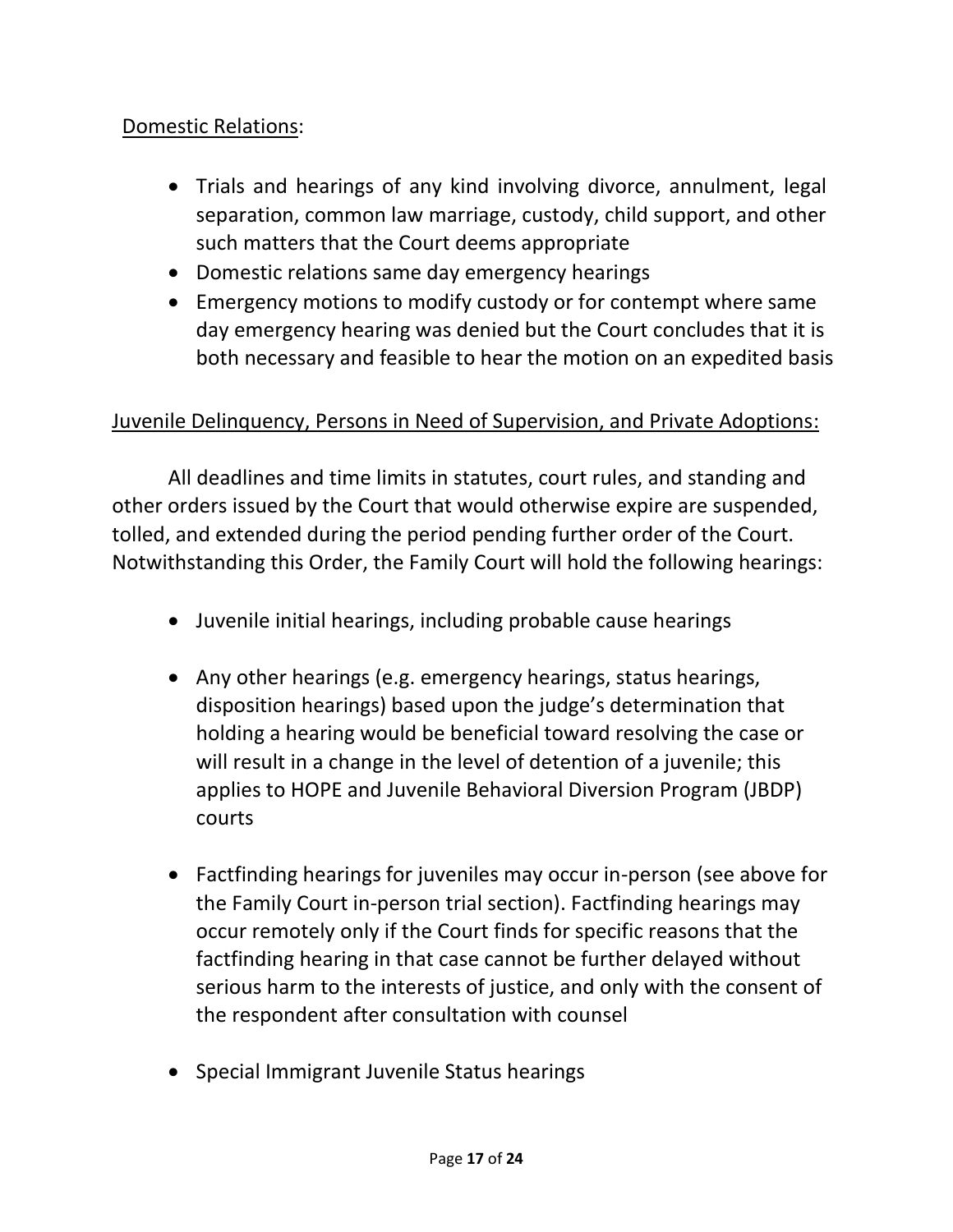Domestic Relations:

- Trials and hearings of any kind involving divorce, annulment, legal separation, common law marriage, custody, child support, and other such matters that the Court deems appropriate
- Domestic relations same day emergency hearings
- Emergency motions to modify custody or for contempt where same day emergency hearing was denied but the Court concludes that it is both necessary and feasible to hear the motion on an expedited basis

Juvenile Delinquency, Persons in Need of Supervision, and Private Adoptions:

All deadlines and time limits in statutes, court rules, and standing and other orders issued by the Court that would otherwise expire are suspended, tolled, and extended during the period pending further order of the Court. Notwithstanding this Order, the Family Court will hold the following hearings:

- Juvenile initial hearings, including probable cause hearings
- Any other hearings (e.g. emergency hearings, status hearings, disposition hearings) based upon the judge's determination that holding a hearing would be beneficial toward resolving the case or will result in a change in the level of detention of a juvenile; this applies to HOPE and Juvenile Behavioral Diversion Program (JBDP) courts
- Factfinding hearings for juveniles may occur in-person (see above for the Family Court in-person trial section). Factfinding hearings may occur remotely only if the Court finds for specific reasons that the factfinding hearing in that case cannot be further delayed without serious harm to the interests of justice, and only with the consent of the respondent after consultation with counsel
- Special Immigrant Juvenile Status hearings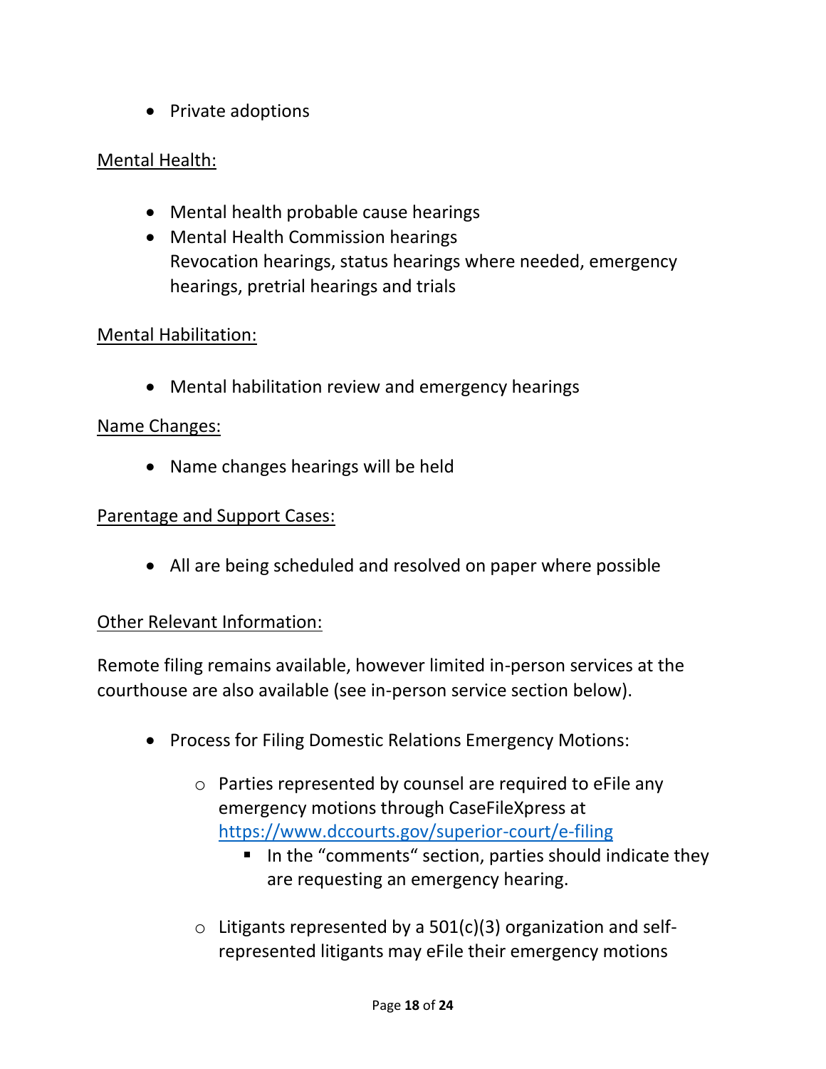- Private adoptions

<u>Mental Health:</u>

- Mental health probable cause hearings
- Mental Health Commission hearings
  Revocation hearings, status hearings where needed, emergency hearings, pretrial hearings and trials

<u>Mental Habilitation:</u>

- Mental habilitation review and emergency hearings

<u>Name Changes:</u>

- Name changes hearings will be held

<u>Parentage and Support Cases:</u>

- All are being scheduled and resolved on paper where possible

<u>Other Relevant Information:</u>

Remote filing remains available, however limited in-person services at the courthouse are also available (see in-person service section below).

- Process for Filing Domestic Relations Emergency Motions:
  - Parties represented by counsel are required to eFile any emergency motions through CaseFileXpress at [https://www.dccourts.gov/superior-court/e-filing](https://www.dccourts.gov/superior-court/e-filing)
    - In the "comments" section, parties should indicate they are requesting an emergency hearing.
  - Litigants represented by a 501(c)(3) organization and self-represented litigants may eFile their emergency motions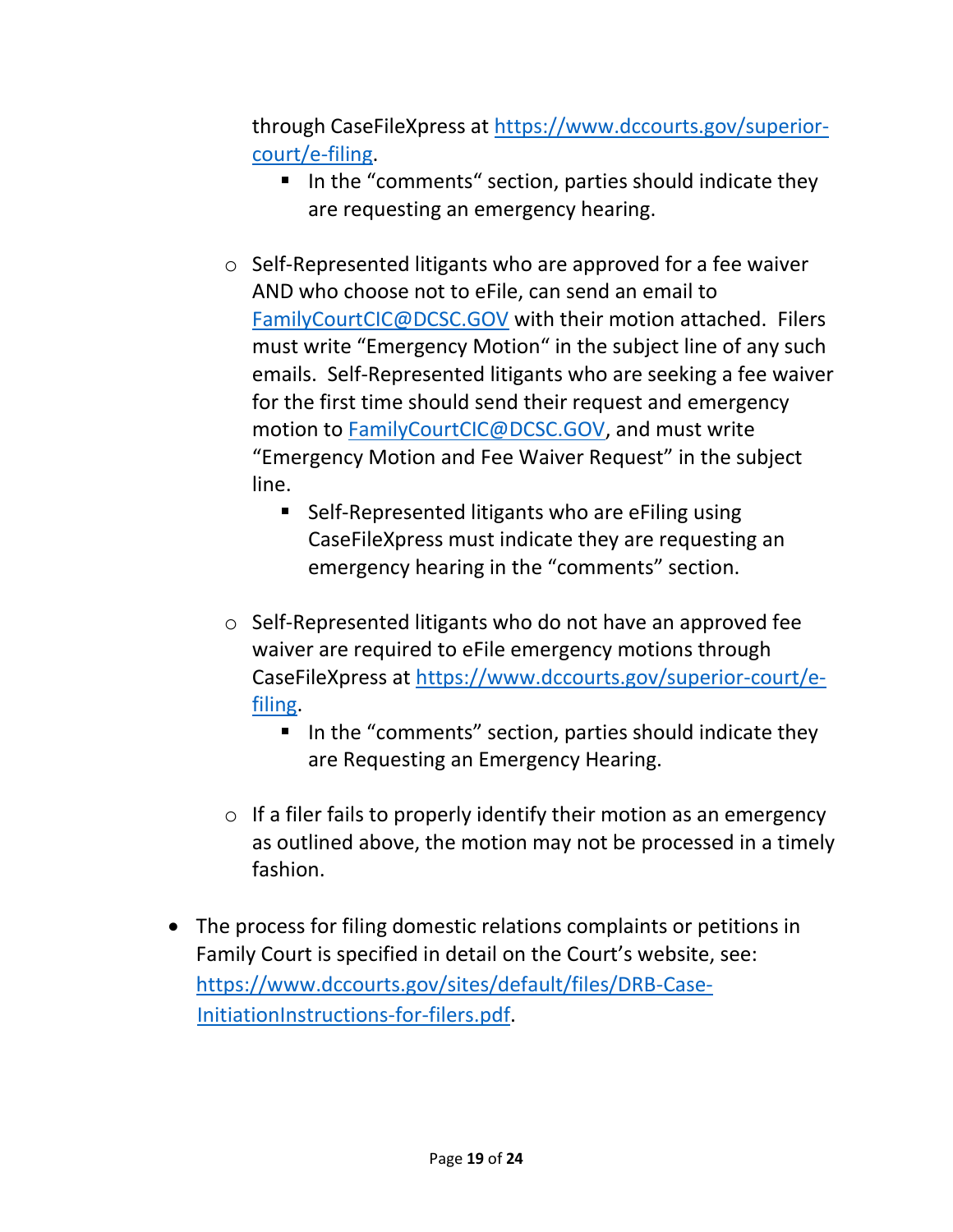through CaseFileXpress at https://www.dccourts.gov/superior-court/e-filing.

        - In the "comments" section, parties should indicate they are requesting an emergency hearing.

    - Self-Represented litigants who are approved for a fee waiver AND who choose not to eFile, can send an email to FamilyCourtCIC@DCSC.GOV with their motion attached. Filers must write "Emergency Motion" in the subject line of any such emails. Self-Represented litigants who are seeking a fee waiver for the first time should send their request and emergency motion to FamilyCourtCIC@DCSC.GOV, and must write "Emergency Motion and Fee Waiver Request" in the subject line.
        - Self-Represented litigants who are eFiling using CaseFileXpress must indicate they are requesting an emergency hearing in the "comments" section.

    - Self-Represented litigants who do not have an approved fee waiver are required to eFile emergency motions through CaseFileXpress at https://www.dccourts.gov/superior-court/e-filing.
        - In the "comments" section, parties should indicate they are Requesting an Emergency Hearing.

    - If a filer fails to properly identify their motion as an emergency as outlined above, the motion may not be processed in a timely fashion.

- The process for filing domestic relations complaints or petitions in Family Court is specified in detail on the Court's website, see: https://www.dccourts.gov/sites/default/files/DRB-Case-InitiationInstructions-for-filers.pdf.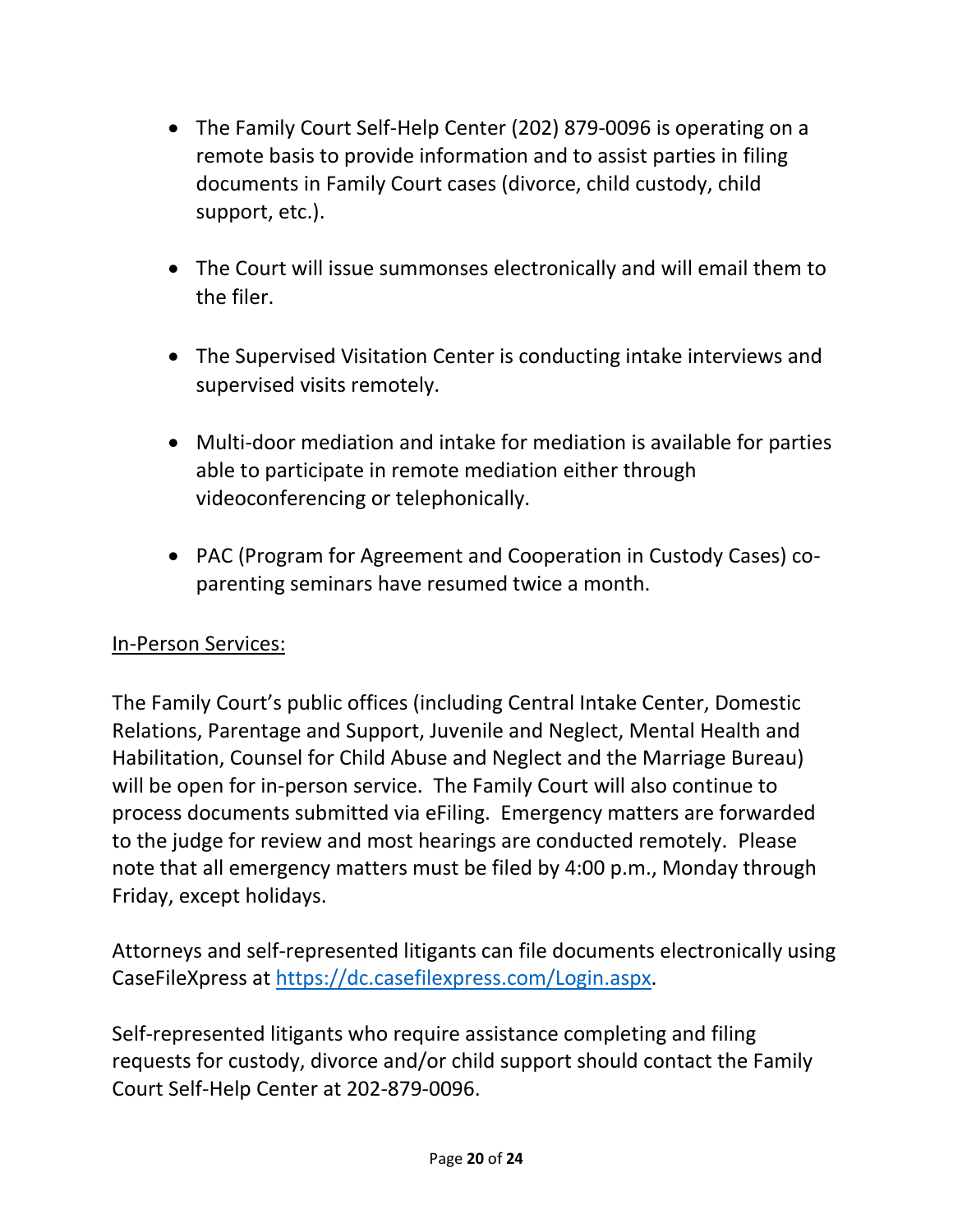- The Family Court Self-Help Center (202) 879-0096 is operating on a remote basis to provide information and to assist parties in filing documents in Family Court cases (divorce, child custody, child support, etc.).

- The Court will issue summonses electronically and will email them to the filer.

- The Supervised Visitation Center is conducting intake interviews and supervised visits remotely.

- Multi-door mediation and intake for mediation is available for parties able to participate in remote mediation either through videoconferencing or telephonically.

- PAC (Program for Agreement and Cooperation in Custody Cases) co-parenting seminars have resumed twice a month.

<u>In-Person Services:</u>

The Family Court's public offices (including Central Intake Center, Domestic Relations, Parentage and Support, Juvenile and Neglect, Mental Health and Habilitation, Counsel for Child Abuse and Neglect and the Marriage Bureau) will be open for in-person service. The Family Court will also continue to process documents submitted via eFiling. Emergency matters are forwarded to the judge for review and most hearings are conducted remotely. Please note that all emergency matters must be filed by 4:00 p.m., Monday through Friday, except holidays.

Attorneys and self-represented litigants can file documents electronically using CaseFileXpress at [https://dc.casefilexpress.com/Login.aspx](https://dc.casefilexpress.com/Login.aspx).

Self-represented litigants who require assistance completing and filing requests for custody, divorce and/or child support should contact the Family Court Self-Help Center at 202-879-0096.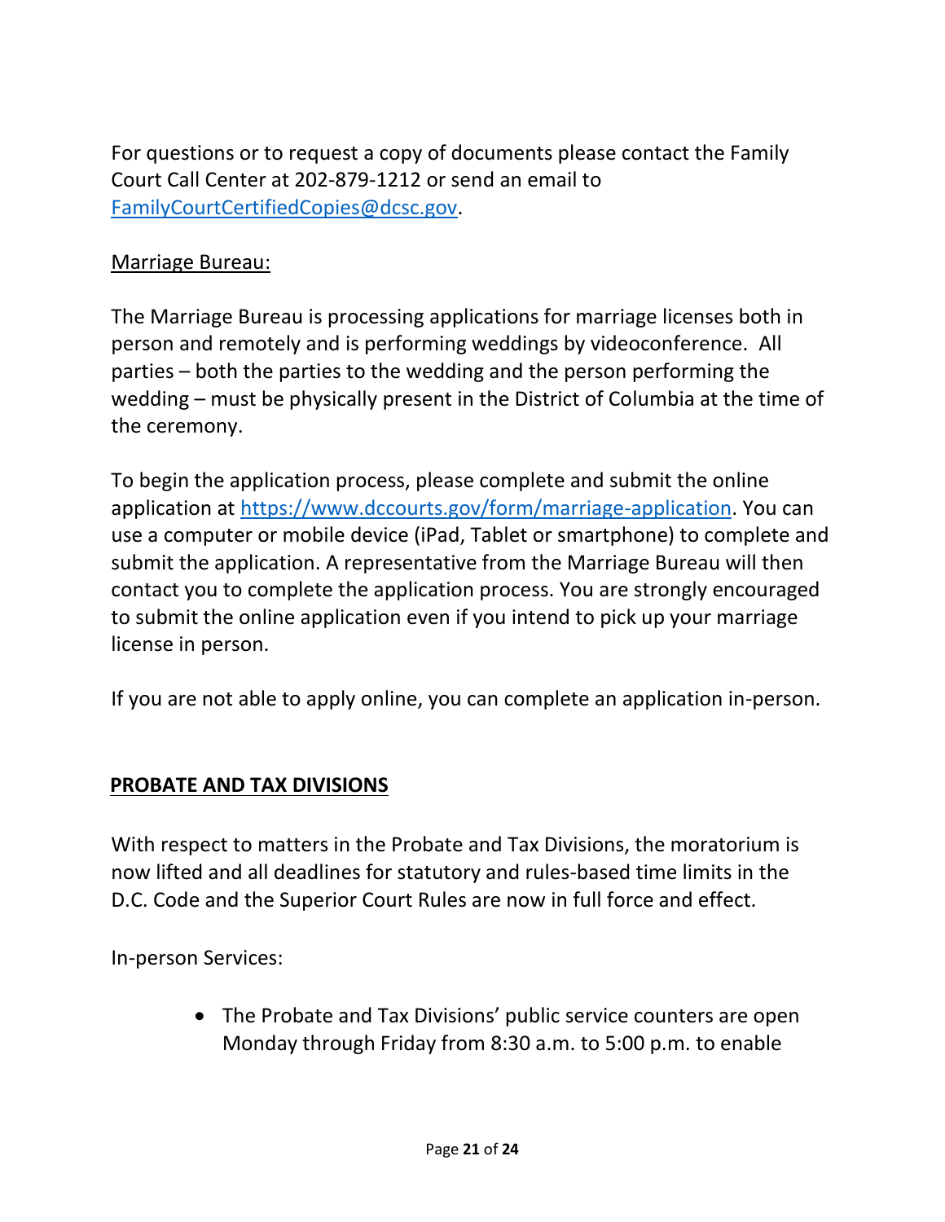For questions or to request a copy of documents please contact the Family Court Call Center at 202-879-1212 or send an email to FamilyCourtCertifiedCopies@dcsc.gov.

Marriage Bureau:

The Marriage Bureau is processing applications for marriage licenses both in person and remotely and is performing weddings by videoconference. All parties – both the parties to the wedding and the person performing the wedding – must be physically present in the District of Columbia at the time of the ceremony.

To begin the application process, please complete and submit the online application at https://www.dccourts.gov/form/marriage-application. You can use a computer or mobile device (iPad, Tablet or smartphone) to complete and submit the application. A representative from the Marriage Bureau will then contact you to complete the application process. You are strongly encouraged to submit the online application even if you intend to pick up your marriage license in person.

If you are not able to apply online, you can complete an application in-person.

## PROBATE AND TAX DIVISIONS

With respect to matters in the Probate and Tax Divisions, the moratorium is now lifted and all deadlines for statutory and rules-based time limits in the D.C. Code and the Superior Court Rules are now in full force and effect.

In-person Services:

- The Probate and Tax Divisions' public service counters are open Monday through Friday from 8:30 a.m. to 5:00 p.m. to enable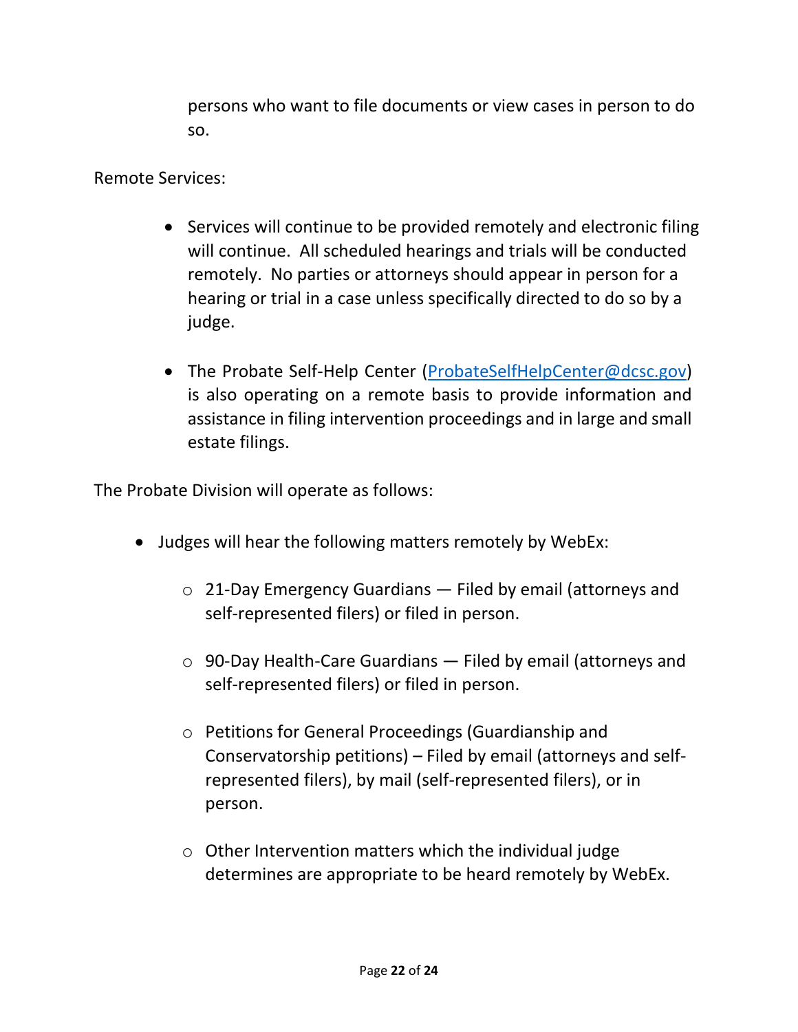persons who want to file documents or view cases in person to do so.

Remote Services:

- Services will continue to be provided remotely and electronic filing will continue. All scheduled hearings and trials will be conducted remotely. No parties or attorneys should appear in person for a hearing or trial in a case unless specifically directed to do so by a judge.

- The Probate Self-Help Center (ProbateSelfHelpCenter@dcsc.gov) is also operating on a remote basis to provide information and assistance in filing intervention proceedings and in large and small estate filings.

The Probate Division will operate as follows:

- Judges will hear the following matters remotely by WebEx:

  - 21-Day Emergency Guardians — Filed by email (attorneys and self-represented filers) or filed in person.

  - 90-Day Health-Care Guardians — Filed by email (attorneys and self-represented filers) or filed in person.

  - Petitions for General Proceedings (Guardianship and Conservatorship petitions) – Filed by email (attorneys and self-represented filers), by mail (self-represented filers), or in person.

  - Other Intervention matters which the individual judge determines are appropriate to be heard remotely by WebEx.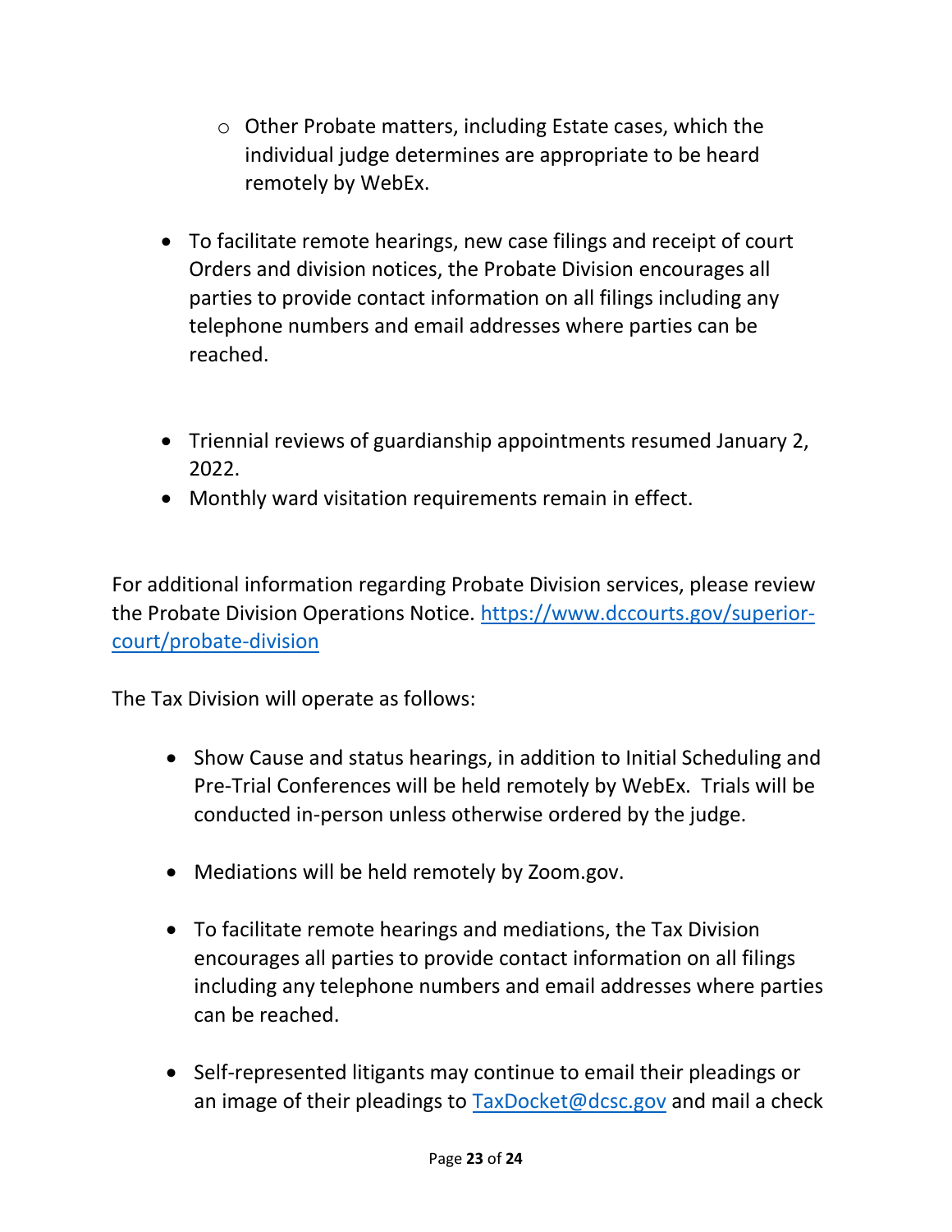- Other Probate matters, including Estate cases, which the individual judge determines are appropriate to be heard remotely by WebEx.

- To facilitate remote hearings, new case filings and receipt of court Orders and division notices, the Probate Division encourages all parties to provide contact information on all filings including any telephone numbers and email addresses where parties can be reached.

- Triennial reviews of guardianship appointments resumed January 2, 2022.
- Monthly ward visitation requirements remain in effect.

For additional information regarding Probate Division services, please review the Probate Division Operations Notice. [https://www.dccourts.gov/superior-court/probate-division](https://www.dccourts.gov/superior-court/probate-division)

The Tax Division will operate as follows:

- Show Cause and status hearings, in addition to Initial Scheduling and Pre-Trial Conferences will be held remotely by WebEx. Trials will be conducted in-person unless otherwise ordered by the judge.

- Mediations will be held remotely by Zoom.gov.

- To facilitate remote hearings and mediations, the Tax Division encourages all parties to provide contact information on all filings including any telephone numbers and email addresses where parties can be reached.

- Self-represented litigants may continue to email their pleadings or an image of their pleadings to [TaxDocket@dcsc.gov](mailto:TaxDocket@dcsc.gov) and mail a check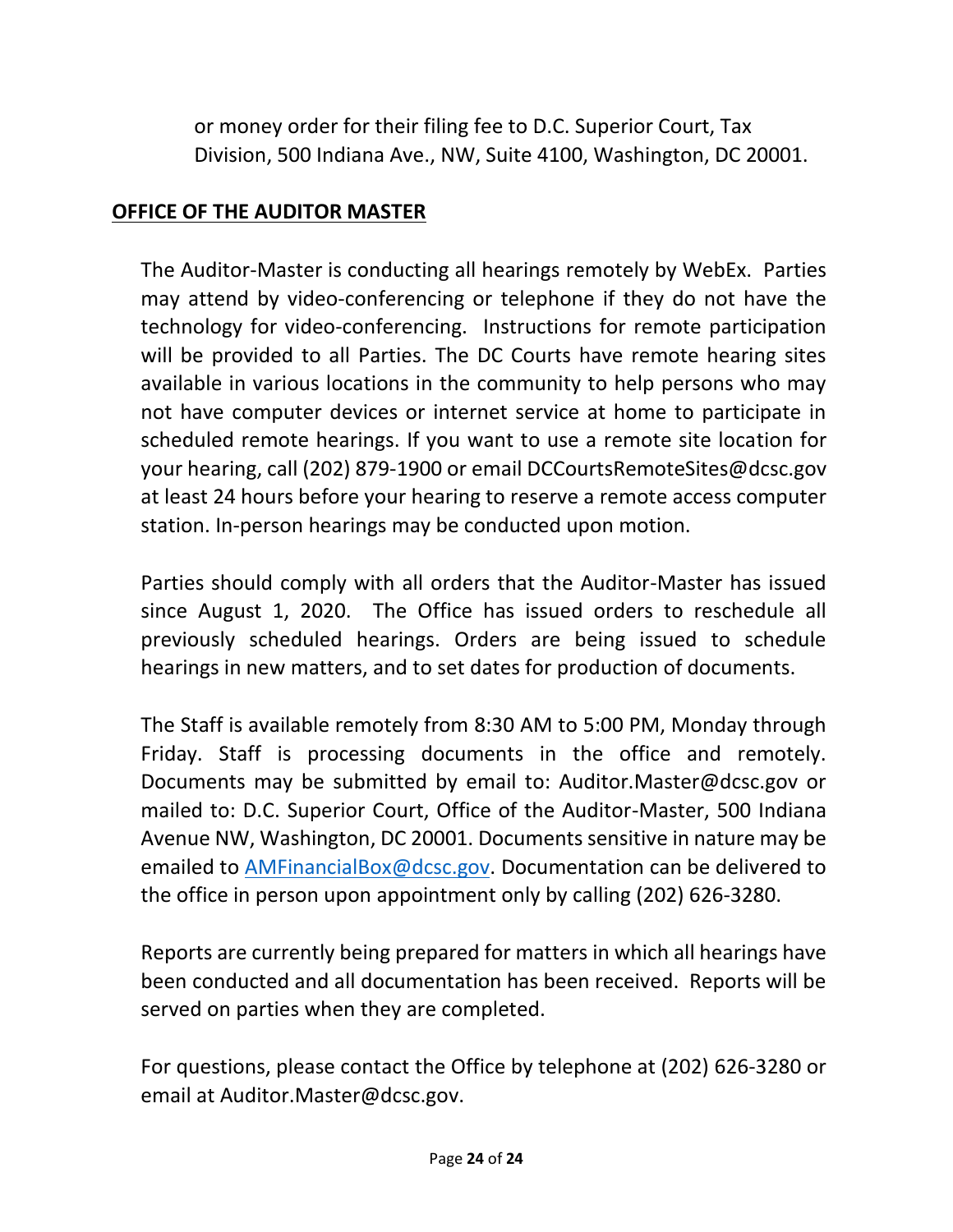or money order for their filing fee to D.C. Superior Court, Tax Division, 500 Indiana Ave., NW, Suite 4100, Washington, DC 20001.

## OFFICE OF THE AUDITOR MASTER

The Auditor-Master is conducting all hearings remotely by WebEx. Parties may attend by video-conferencing or telephone if they do not have the technology for video-conferencing. Instructions for remote participation will be provided to all Parties. The DC Courts have remote hearing sites available in various locations in the community to help persons who may not have computer devices or internet service at home to participate in scheduled remote hearings. If you want to use a remote site location for your hearing, call (202) 879-1900 or email DCCourtsRemoteSites@dcsc.gov at least 24 hours before your hearing to reserve a remote access computer station. In-person hearings may be conducted upon motion.

Parties should comply with all orders that the Auditor-Master has issued since August 1, 2020. The Office has issued orders to reschedule all previously scheduled hearings. Orders are being issued to schedule hearings in new matters, and to set dates for production of documents.

The Staff is available remotely from 8:30 AM to 5:00 PM, Monday through Friday. Staff is processing documents in the office and remotely. Documents may be submitted by email to: Auditor.Master@dcsc.gov or mailed to: D.C. Superior Court, Office of the Auditor-Master, 500 Indiana Avenue NW, Washington, DC 20001. Documents sensitive in nature may be emailed to AMFinancialBox@dcsc.gov. Documentation can be delivered to the office in person upon appointment only by calling (202) 626-3280.

Reports are currently being prepared for matters in which all hearings have been conducted and all documentation has been received. Reports will be served on parties when they are completed.

For questions, please contact the Office by telephone at (202) 626-3280 or email at Auditor.Master@dcsc.gov.